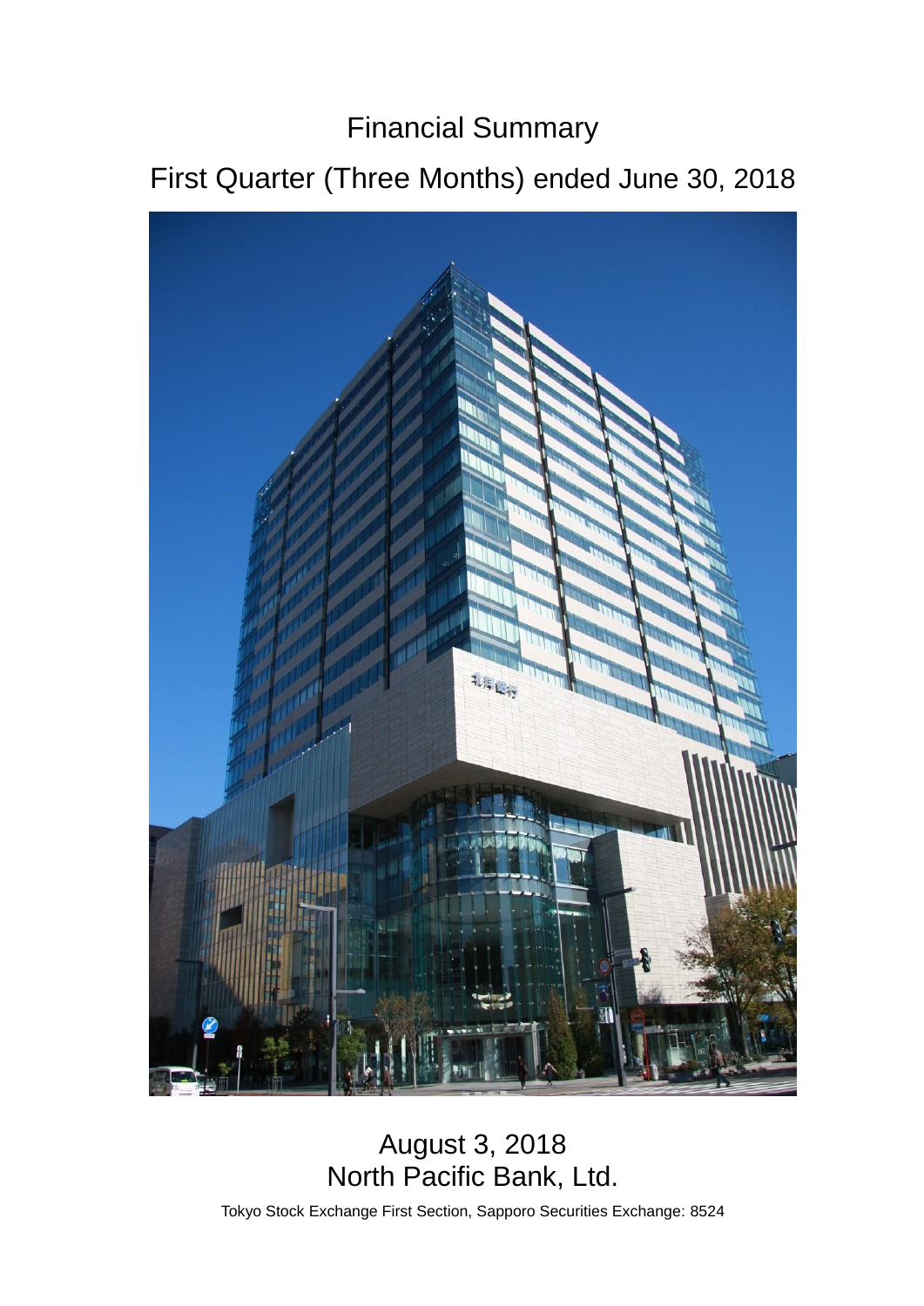# Financial Summary

## First Quarter (Three Months) ended June 30, 2018

August 3, 2018

North Pacific Bank, Ltd.

Tokyo Stock Exchange First Section, Sapporo Securities Exchange: 8524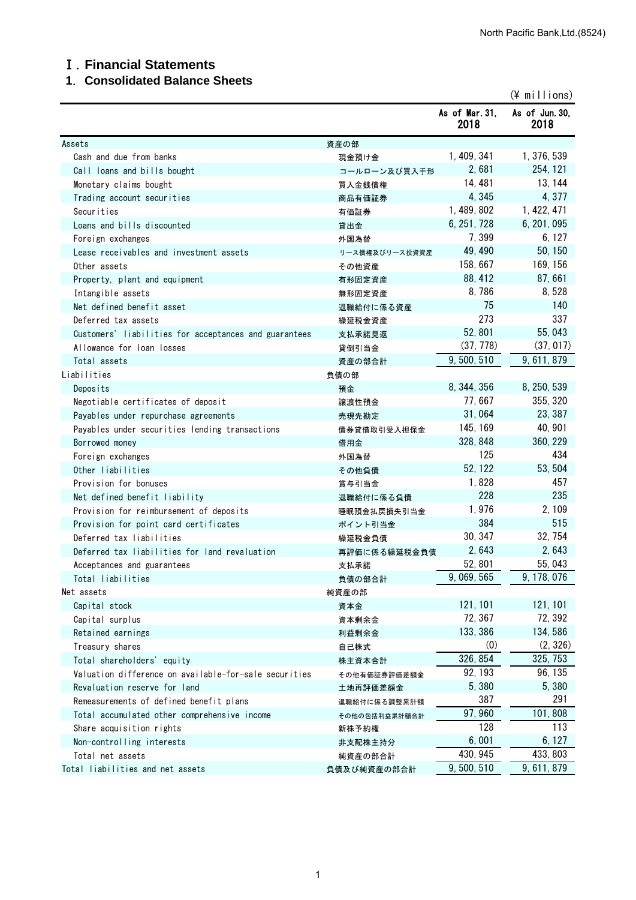# Ⅰ. Financial Statements

## 1. Consolidated Balance Sheets

(¥ millions)

| | | As of Mar. 31, 2018 | As of Jun. 30, 2018 |
|---|---|---|---|
| Assets | 資産の部 | | |
| Cash and due from banks | 現金預け金 | 1, 409, 341 | 1, 376, 539 |
| Call loans and bills bought | コールローン及び買入手形 | 2, 681 | 254, 121 |
| Monetary claims bought | 買入金銭債権 | 14, 481 | 13, 144 |
| Trading account securities | 商品有価証券 | 4, 345 | 4, 377 |
| Securities | 有価証券 | 1, 489, 802 | 1, 422, 471 |
| Loans and bills discounted | 貸出金 | 6, 251, 728 | 6, 201, 095 |
| Foreign exchanges | 外国為替 | 7, 399 | 6, 127 |
| Lease receivables and investment assets | リース債権及びリース投資資産 | 49, 490 | 50, 150 |
| Other assets | その他資産 | 158, 667 | 169, 156 |
| Property, plant and equipment | 有形固定資産 | 88, 412 | 87, 661 |
| Intangible assets | 無形固定資産 | 8, 786 | 8, 528 |
| Net defined benefit asset | 退職給付に係る資産 | 75 | 140 |
| Deferred tax assets | 繰延税金資産 | 273 | 337 |
| Customers' liabilities for acceptances and guarantees | 支払承諾見返 | 52, 801 | 55, 043 |
| Allowance for loan losses | 貸倒引当金 | (37, 778) | (37, 017) |
| Total assets | 資産の部合計 | 9, 500, 510 | 9, 611, 879 |
| Liabilities | 負債の部 | | |
| Deposits | 預金 | 8, 344, 356 | 8, 250, 539 |
| Negotiable certificates of deposit | 譲渡性預金 | 77, 667 | 355, 320 |
| Payables under repurchase agreements | 売現先勘定 | 31, 064 | 23, 387 |
| Payables under securities lending transactions | 債券貸借取引受入担保金 | 145, 169 | 40, 901 |
| Borrowed money | 借用金 | 328, 848 | 360, 229 |
| Foreign exchanges | 外国為替 | 125 | 434 |
| Other liabilities | その他負債 | 52, 122 | 53, 504 |
| Provision for bonuses | 賞与引当金 | 1, 828 | 457 |
| Net defined benefit liability | 退職給付に係る負債 | 228 | 235 |
| Provision for reimbursement of deposits | 睡眠預金払戻損失引当金 | 1, 976 | 2, 109 |
| Provision for point card certificates | ポイント引当金 | 384 | 515 |
| Deferred tax liabilities | 繰延税金負債 | 30, 347 | 32, 754 |
| Deferred tax liabilities for land revaluation | 再評価に係る繰延税金負債 | 2, 643 | 2, 643 |
| Acceptances and guarantees | 支払承諾 | 52, 801 | 55, 043 |
| Total liabilities | 負債の部合計 | 9, 069, 565 | 9, 178, 076 |
| Net assets | 純資産の部 | | |
| Capital stock | 資本金 | 121, 101 | 121, 101 |
| Capital surplus | 資本剰余金 | 72, 367 | 72, 392 |
| Retained earnings | 利益剰余金 | 133, 386 | 134, 586 |
| Treasury shares | 自己株式 | (0) | (2, 326) |
| Total shareholders' equity | 株主資本合計 | 326, 854 | 325, 753 |
| Valuation difference on available-for-sale securities | その他有価証券評価差額金 | 92, 193 | 96, 135 |
| Revaluation reserve for land | 土地再評価差額金 | 5, 380 | 5, 380 |
| Remeasurements of defined benefit plans | 退職給付に係る調整累計額 | 387 | 291 |
| Total accumulated other comprehensive income | その他の包括利益累計額合計 | 97, 960 | 101, 808 |
| Share acquisition rights | 新株予約権 | 128 | 113 |
| Non-controlling interests | 非支配株主持分 | 6, 001 | 6, 127 |
| Total net assets | 純資産の部合計 | 430, 945 | 433, 803 |
| Total liabilities and net assets | 負債及び純資産の部合計 | 9, 500, 510 | 9, 611, 879 |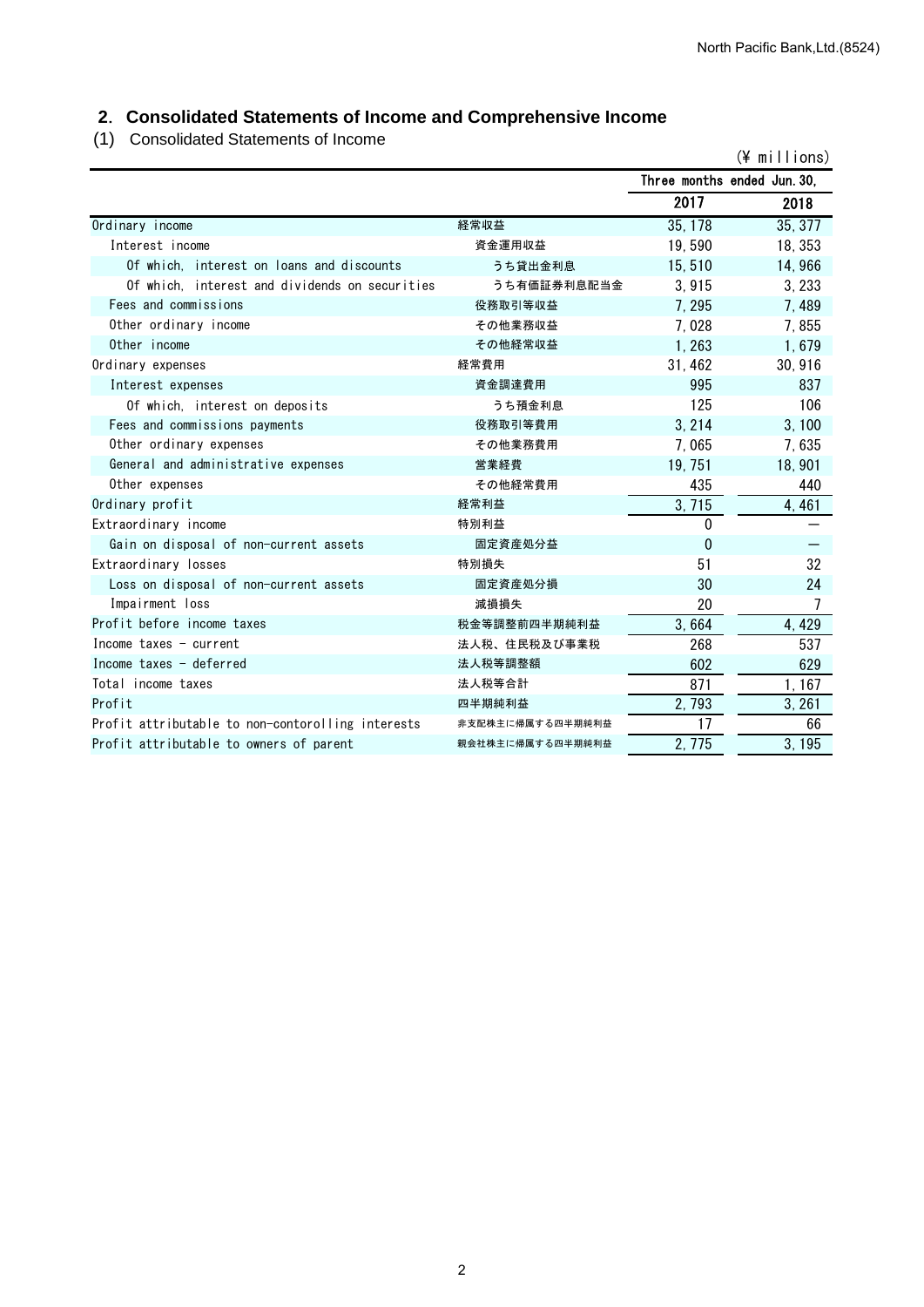## 2. Consolidated Statements of Income and Comprehensive Income

(1) Consolidated Statements of Income

(¥ millions)

| | | Three months ended Jun. 30, | |
|---|---|---|---|
| | | 2017 | 2018 |
| Ordinary income | 経常収益 | 35,178 | 35,377 |
| Interest income | 資金運用収益 | 19,590 | 18,353 |
| Of which, interest on loans and discounts | うち貸出金利息 | 15,510 | 14,966 |
| Of which, interest and dividends on securities | うち有価証券利息配当金 | 3,915 | 3,233 |
| Fees and commissions | 役務取引等収益 | 7,295 | 7,489 |
| Other ordinary income | その他業務収益 | 7,028 | 7,855 |
| Other income | その他経常収益 | 1,263 | 1,679 |
| Ordinary expenses | 経常費用 | 31,462 | 30,916 |
| Interest expenses | 資金調達費用 | 995 | 837 |
| Of which, interest on deposits | うち預金利息 | 125 | 106 |
| Fees and commissions payments | 役務取引等費用 | 3,214 | 3,100 |
| Other ordinary expenses | その他業務費用 | 7,065 | 7,635 |
| General and administrative expenses | 営業経費 | 19,751 | 18,901 |
| Other expenses | その他経常費用 | 435 | 440 |
| Ordinary profit | 経常利益 | 3,715 | 4,461 |
| Extraordinary income | 特別利益 | 0 | ― |
| Gain on disposal of non-current assets | 固定資産処分益 | 0 | ― |
| Extraordinary losses | 特別損失 | 51 | 32 |
| Loss on disposal of non-current assets | 固定資産処分損 | 30 | 24 |
| Impairment loss | 減損損失 | 20 | 7 |
| Profit before income taxes | 税金等調整前四半期純利益 | 3,664 | 4,429 |
| Income taxes - current | 法人税、住民税及び事業税 | 268 | 537 |
| Income taxes - deferred | 法人税等調整額 | 602 | 629 |
| Total income taxes | 法人税等合計 | 871 | 1,167 |
| Profit | 四半期純利益 | 2,793 | 3,261 |
| Profit attributable to non-contorolling interests | 非支配株主に帰属する四半期純利益 | 17 | 66 |
| Profit attributable to owners of parent | 親会社株主に帰属する四半期純利益 | 2,775 | 3,195 |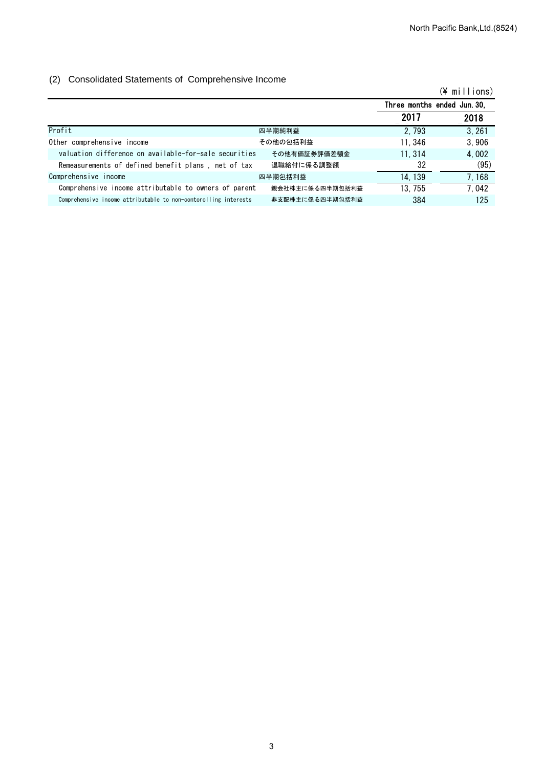## (2) Consolidated Statements of Comprehensive Income

(¥ millions)

| | | Three months ended Jun. 30, | |
|---|---|---|---|
| | | 2017 | 2018 |
| Profit | 四半期純利益 | 2,793 | 3,261 |
| Other comprehensive income | その他の包括利益 | 11,346 | 3,906 |
| valuation difference on available-for-sale securities | その他有価証券評価差額金 | 11,314 | 4,002 |
| Remeasurements of defined benefit plans , net of tax | 退職給付に係る調整額 | 32 | (95) |
| Comprehensive income | 四半期包括利益 | 14,139 | 7,168 |
| Comprehensive income attributable to owners of parent | 親会社株主に係る四半期包括利益 | 13,755 | 7,042 |
| Comprehensive income attributable to non-contorolling interests | 非支配株主に係る四半期包括利益 | 384 | 125 |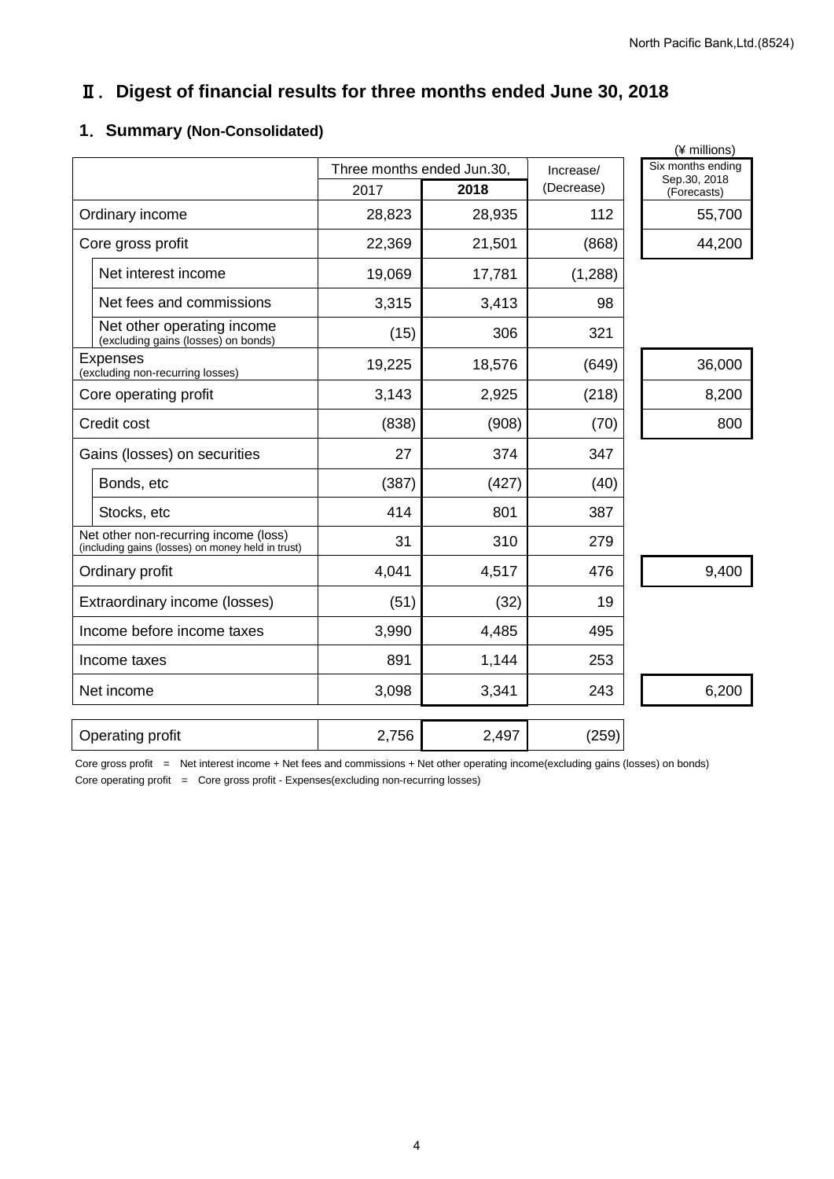## Ⅱ. Digest of financial results for three months ended June 30, 2018

### 1. Summary (Non-Consolidated)

(¥ millions)

| | Three months ended Jun.30, 2017 | Three months ended Jun.30, 2018 | Increase/ (Decrease) | Six months ending Sep.30, 2018 (Forecasts) |
|---|---|---|---|---|
| Ordinary income | 28,823 | 28,935 | 112 | 55,700 |
| Core gross profit | 22,369 | 21,501 | (868) | 44,200 |
| Net interest income | 19,069 | 17,781 | (1,288) | |
| Net fees and commissions | 3,315 | 3,413 | 98 | |
| Net other operating income (excluding gains (losses) on bonds) | (15) | 306 | 321 | |
| Expenses (excluding non-recurring losses) | 19,225 | 18,576 | (649) | 36,000 |
| Core operating profit | 3,143 | 2,925 | (218) | 8,200 |
| Credit cost | (838) | (908) | (70) | 800 |
| Gains (losses) on securities | 27 | 374 | 347 | |
| Bonds, etc | (387) | (427) | (40) | |
| Stocks, etc | 414 | 801 | 387 | |
| Net other non-recurring income (loss) (including gains (losses) on money held in trust) | 31 | 310 | 279 | |
| Ordinary profit | 4,041 | 4,517 | 476 | 9,400 |
| Extraordinary income (losses) | (51) | (32) | 19 | |
| Income before income taxes | 3,990 | 4,485 | 495 | |
| Income taxes | 891 | 1,144 | 253 | |
| Net income | 3,098 | 3,341 | 243 | 6,200 |
| Operating profit | 2,756 | 2,497 | (259) | |

Core gross profit = Net interest income + Net fees and commissions + Net other operating income(excluding gains (losses) on bonds)

Core operating profit = Core gross profit - Expenses(excluding non-recurring losses)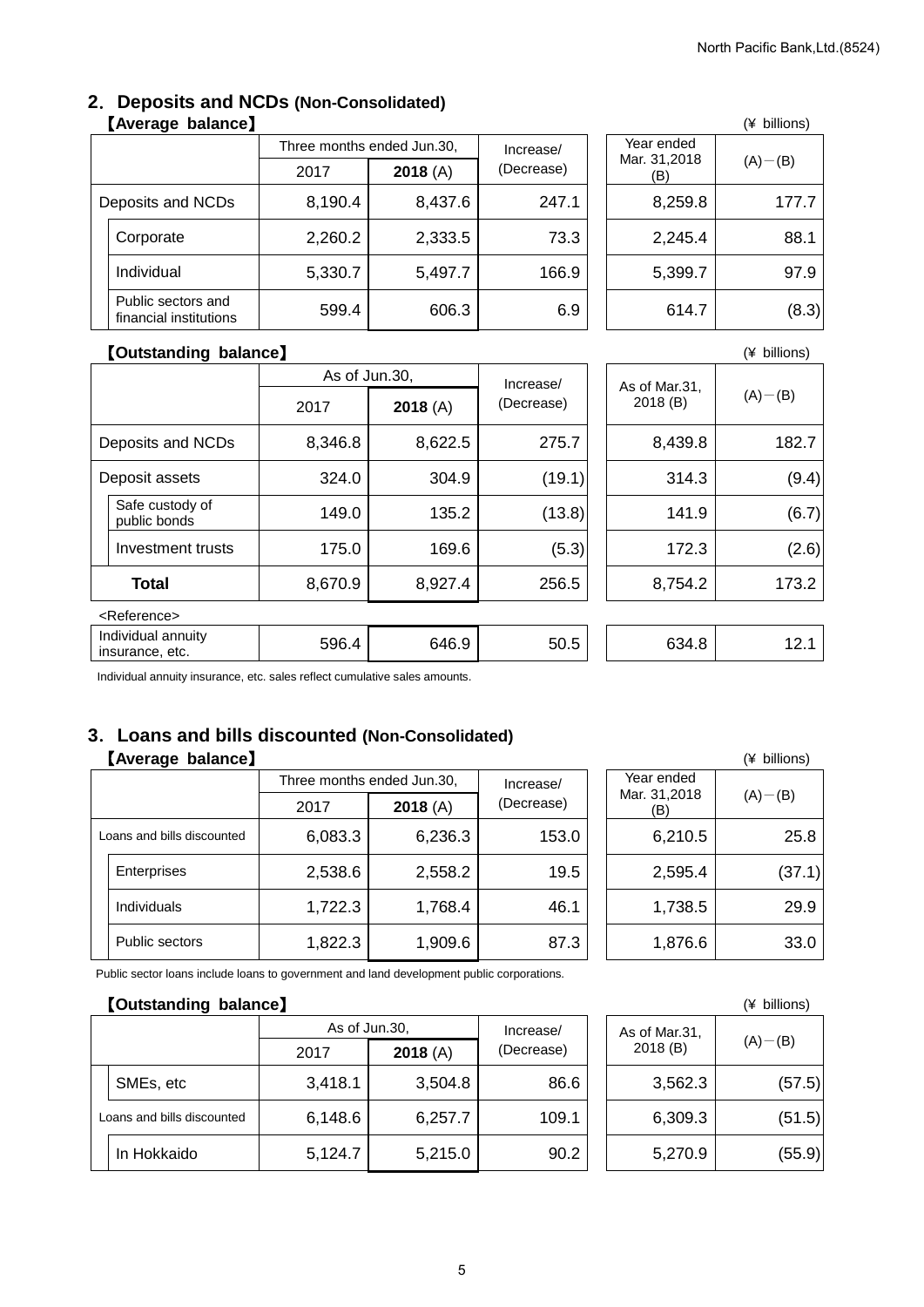## 2. Deposits and NCDs (Non-Consolidated)

【Average balance】 (¥ billions)

| | | Three months ended Jun.30, 2017 | Three months ended Jun.30, 2018 (A) | Increase/ (Decrease) | Year ended Mar. 31,2018 (B) | (A)－(B) |
|---|---|---|---|---|---|---|
| Deposits and NCDs | | 8,190.4 | 8,437.6 | 247.1 | 8,259.8 | 177.7 |
| | Corporate | 2,260.2 | 2,333.5 | 73.3 | 2,245.4 | 88.1 |
| | Individual | 5,330.7 | 5,497.7 | 166.9 | 5,399.7 | 97.9 |
| | Public sectors and financial institutions | 599.4 | 606.3 | 6.9 | 614.7 | (8.3) |

【Outstanding balance】 (¥ billions)

| | | As of Jun.30, 2017 | As of Jun.30, 2018 (A) | Increase/ (Decrease) | As of Mar.31, 2018 (B) | (A)－(B) |
|---|---|---|---|---|---|---|
| Deposits and NCDs | | 8,346.8 | 8,622.5 | 275.7 | 8,439.8 | 182.7 |
| Deposit assets | | 324.0 | 304.9 | (19.1) | 314.3 | (9.4) |
| | Safe custody of public bonds | 149.0 | 135.2 | (13.8) | 141.9 | (6.7) |
| | Investment trusts | 175.0 | 169.6 | (5.3) | 172.3 | (2.6) |
| **Total** | | 8,670.9 | 8,927.4 | 256.5 | 8,754.2 | 173.2 |
| <Reference> | | | | | | |
| Individual annuity insurance, etc. | | 596.4 | 646.9 | 50.5 | 634.8 | 12.1 |

Individual annuity insurance, etc. sales reflect cumulative sales amounts.

## 3. Loans and bills discounted (Non-Consolidated)

【Average balance】 (¥ billions)

| | | Three months ended Jun.30, 2017 | Three months ended Jun.30, 2018 (A) | Increase/ (Decrease) | Year ended Mar. 31,2018 (B) | (A)－(B) |
|---|---|---|---|---|---|---|
| Loans and bills discounted | | 6,083.3 | 6,236.3 | 153.0 | 6,210.5 | 25.8 |
| | Enterprises | 2,538.6 | 2,558.2 | 19.5 | 2,595.4 | (37.1) |
| | Individuals | 1,722.3 | 1,768.4 | 46.1 | 1,738.5 | 29.9 |
| | Public sectors | 1,822.3 | 1,909.6 | 87.3 | 1,876.6 | 33.0 |

Public sector loans include loans to government and land development public corporations.

【Outstanding balance】 (¥ billions)

| | | As of Jun.30, 2017 | As of Jun.30, 2018 (A) | Increase/ (Decrease) | As of Mar.31, 2018 (B) | (A)－(B) |
|---|---|---|---|---|---|---|
| | SMEs, etc | 3,418.1 | 3,504.8 | 86.6 | 3,562.3 | (57.5) |
| Loans and bills discounted | | 6,148.6 | 6,257.7 | 109.1 | 6,309.3 | (51.5) |
| | In Hokkaido | 5,124.7 | 5,215.0 | 90.2 | 5,270.9 | (55.9) |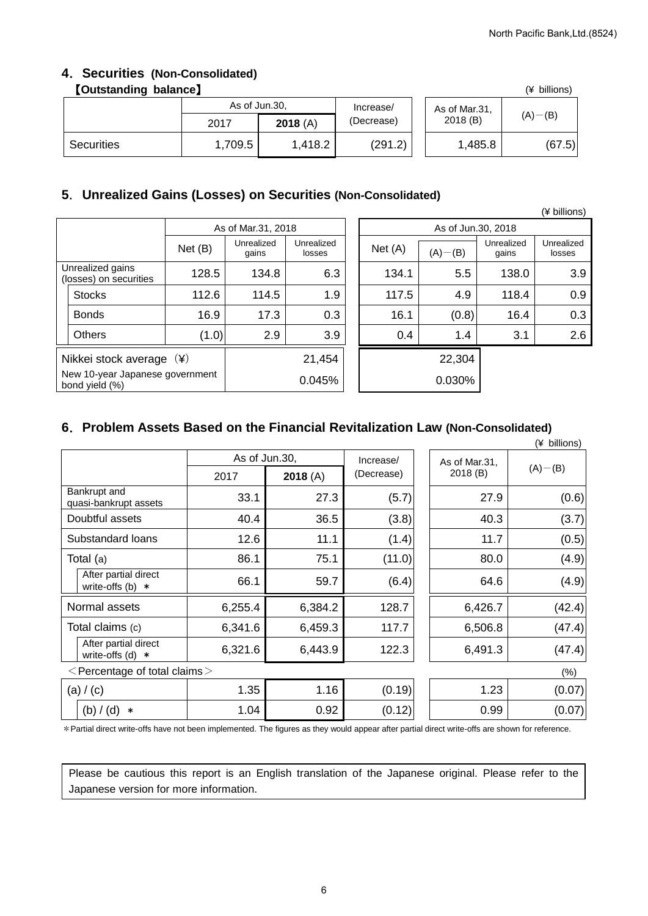## 4. Securities (Non-Consolidated)

**【Outstanding balance】**

(¥ billions)

| | As of Jun.30, 2017 | As of Jun.30, 2018 (A) | Increase/ (Decrease) | As of Mar.31, 2018 (B) | (A)−(B) |
|---|---|---|---|---|---|
| Securities | 1,709.5 | 1,418.2 | (291.2) | 1,485.8 | (67.5) |

## 5. Unrealized Gains (Losses) on Securities (Non-Consolidated)

(¥ billions)

| | As of Mar.31, 2018 | | | As of Jun.30, 2018 | | | |
|---|---|---|---|---|---|---|---|
| | Net (B) | Unrealized gains | Unrealized losses | Net (A) | (A)−(B) | Unrealized gains | Unrealized losses |
| Unrealized gains (losses) on securities | 128.5 | 134.8 | 6.3 | 134.1 | 5.5 | 138.0 | 3.9 |
| Stocks | 112.6 | 114.5 | 1.9 | 117.5 | 4.9 | 118.4 | 0.9 |
| Bonds | 16.9 | 17.3 | 0.3 | 16.1 | (0.8) | 16.4 | 0.3 |
| Others | (1.0) | 2.9 | 3.9 | 0.4 | 1.4 | 3.1 | 2.6 |
| Nikkei stock average (¥) | | | 21,454 | | 22,304 | | |
| New 10-year Japanese government bond yield (%) | | | 0.045% | | 0.030% | | |

## 6. Problem Assets Based on the Financial Revitalization Law (Non-Consolidated)

(¥ billions)

| | As of Jun.30, 2017 | As of Jun.30, 2018 (A) | Increase/ (Decrease) | As of Mar.31, 2018 (B) | (A)−(B) |
|---|---|---|---|---|---|
| Bankrupt and quasi-bankrupt assets | 33.1 | 27.3 | (5.7) | 27.9 | (0.6) |
| Doubtful assets | 40.4 | 36.5 | (3.8) | 40.3 | (3.7) |
| Substandard loans | 12.6 | 11.1 | (1.4) | 11.7 | (0.5) |
| Total (a) | 86.1 | 75.1 | (11.0) | 80.0 | (4.9) |
| After partial direct write-offs (b) * | 66.1 | 59.7 | (6.4) | 64.6 | (4.9) |
| Normal assets | 6,255.4 | 6,384.2 | 128.7 | 6,426.7 | (42.4) |
| Total claims (c) | 6,341.6 | 6,459.3 | 117.7 | 6,506.8 | (47.4) |
| After partial direct write-offs (d) * | 6,321.6 | 6,443.9 | 122.3 | 6,491.3 | (47.4) |
| ＜Percentage of total claims＞ | | | | | (%) |
| (a) / (c) | 1.35 | 1.16 | (0.19) | 1.23 | (0.07) |
| (b) / (d) * | 1.04 | 0.92 | (0.12) | 0.99 | (0.07) |

*Partial direct write-offs have not been implemented. The figures as they would appear after partial direct write-offs are shown for reference.

Please be cautious this report is an English translation of the Japanese original. Please refer to the Japanese version for more information.